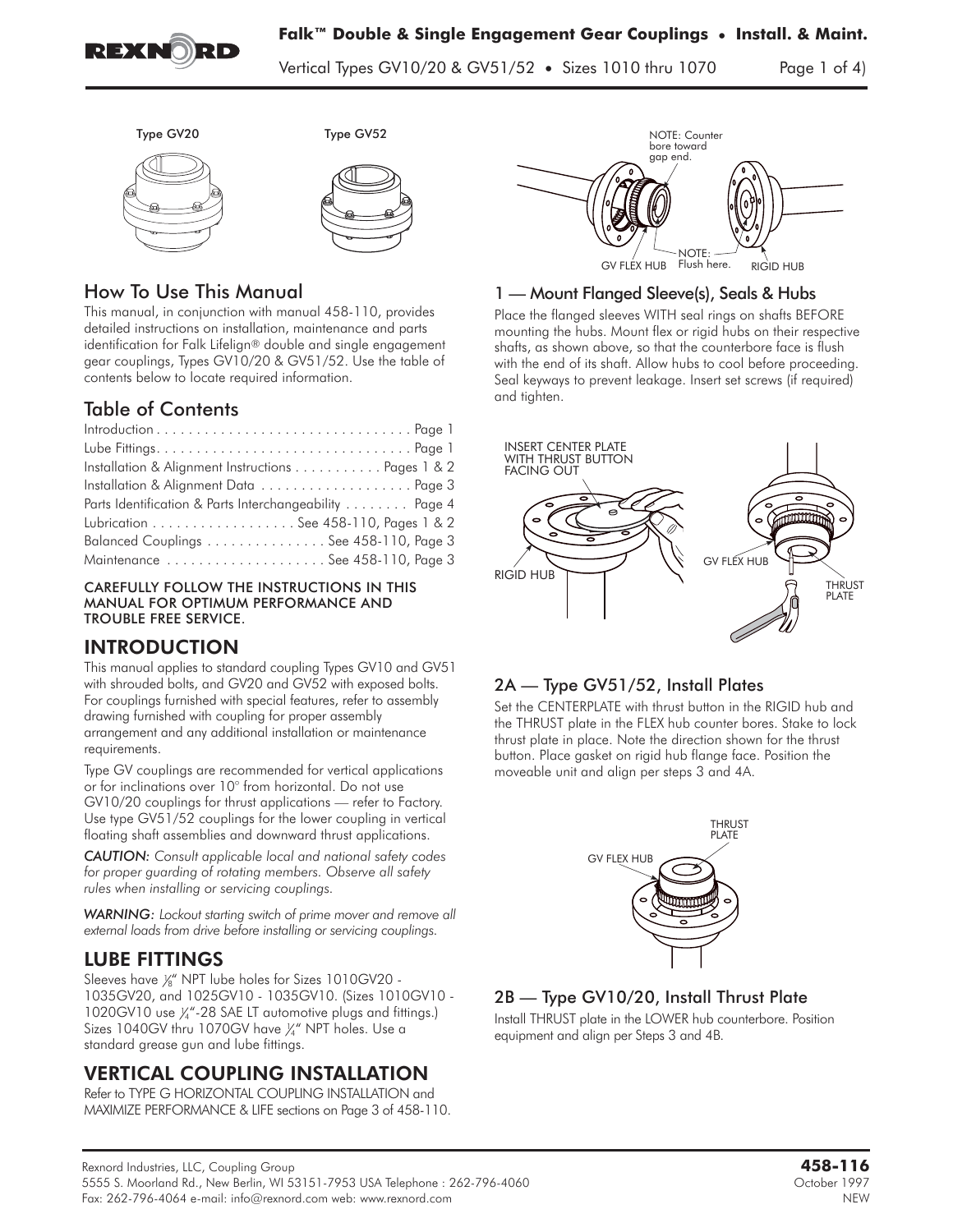Type GV20

Type GV52

## How To Use This Manual

This manual, in conjunction with manual 458-110, provides detailed instructions on installation, maintenance and parts identification for Falk Lifelign® double and single engagement gear couplings, Types GV10/20 & GV51/52. Use the table of contents below to locate required information.

## Table of Contents

Introduction . . . . . . . . . . . . . . . . . . . . . . . . . . . . . . . . Page 1
Lube Fittings. . . . . . . . . . . . . . . . . . . . . . . . . . . . . . . . Page 1
Installation & Alignment Instructions . . . . . . . . . . . Pages 1 & 2
Installation & Alignment Data . . . . . . . . . . . . . . . . . . Page 3
Parts Identification & Parts Interchangeability . . . . . . . . Page 4
Lubrication . . . . . . . . . . . . . . . . . . See 458-110, Pages 1 & 2
Balanced Couplings . . . . . . . . . . . . . . . See 458-110, Page 3
Maintenance . . . . . . . . . . . . . . . . . . . . See 458-110, Page 3

**CAREFULLY FOLLOW THE INSTRUCTIONS IN THIS MANUAL FOR OPTIMUM PERFORMANCE AND TROUBLE FREE SERVICE.**

## INTRODUCTION

This manual applies to standard coupling Types GV10 and GV51 with shrouded bolts, and GV20 and GV52 with exposed bolts. For couplings furnished with special features, refer to assembly drawing furnished with coupling for proper assembly arrangement and any additional installation or maintenance requirements.

Type GV couplings are recommended for vertical applications or for inclinations over 10° from horizontal. Do not use GV10/20 couplings for thrust applications — refer to Factory. Use type GV51/52 couplings for the lower coupling in vertical floating shaft assemblies and downward thrust applications.

*CAUTION: Consult applicable local and national safety codes for proper guarding of rotating members. Observe all safety rules when installing or servicing couplings.*

*WARNING: Lockout starting switch of prime mover and remove all external loads from drive before installing or servicing couplings.*

## LUBE FITTINGS

Sleeves have ⅛" NPT lube holes for Sizes 1010GV20 - 1035GV20, and 1025GV10 - 1035GV10. (Sizes 1010GV10 - 1020GV10 use ¼"-28 SAE LT automotive plugs and fittings.) Sizes 1040GV thru 1070GV have ¼" NPT holes. Use a standard grease gun and lube fittings.

## VERTICAL COUPLING INSTALLATION

Refer to TYPE G HORIZONTAL COUPLING INSTALLATION and MAXIMIZE PERFORMANCE & LIFE sections on Page 3 of 458-110.

NOTE: Counter bore toward gap end.

GV FLEX HUB NOTE: Flush here. RIGID HUB

### 1 — Mount Flanged Sleeve(s), Seals & Hubs

Place the flanged sleeves WITH seal rings on shafts BEFORE mounting the hubs. Mount flex or rigid hubs on their respective shafts, as shown above, so that the counterbore face is flush with the end of its shaft. Allow hubs to cool before proceeding. Seal keyways to prevent leakage. Insert set screws (if required) and tighten.

INSERT CENTER PLATE WITH THRUST BUTTON FACING OUT

RIGID HUB

GV FLEX HUB

THRUST PLATE

### 2A — Type GV51/52, Install Plates

Set the CENTERPLATE with thrust button in the RIGID hub and the THRUST plate in the FLEX hub counter bores. Stake to lock thrust plate in place. Note the direction shown for the thrust button. Place gasket on rigid hub flange face. Position the moveable unit and align per steps 3 and 4A.

THRUST PLATE

GV FLEX HUB

### 2B — Type GV10/20, Install Thrust Plate

Install THRUST plate in the LOWER hub counterbore. Position equipment and align per Steps 3 and 4B.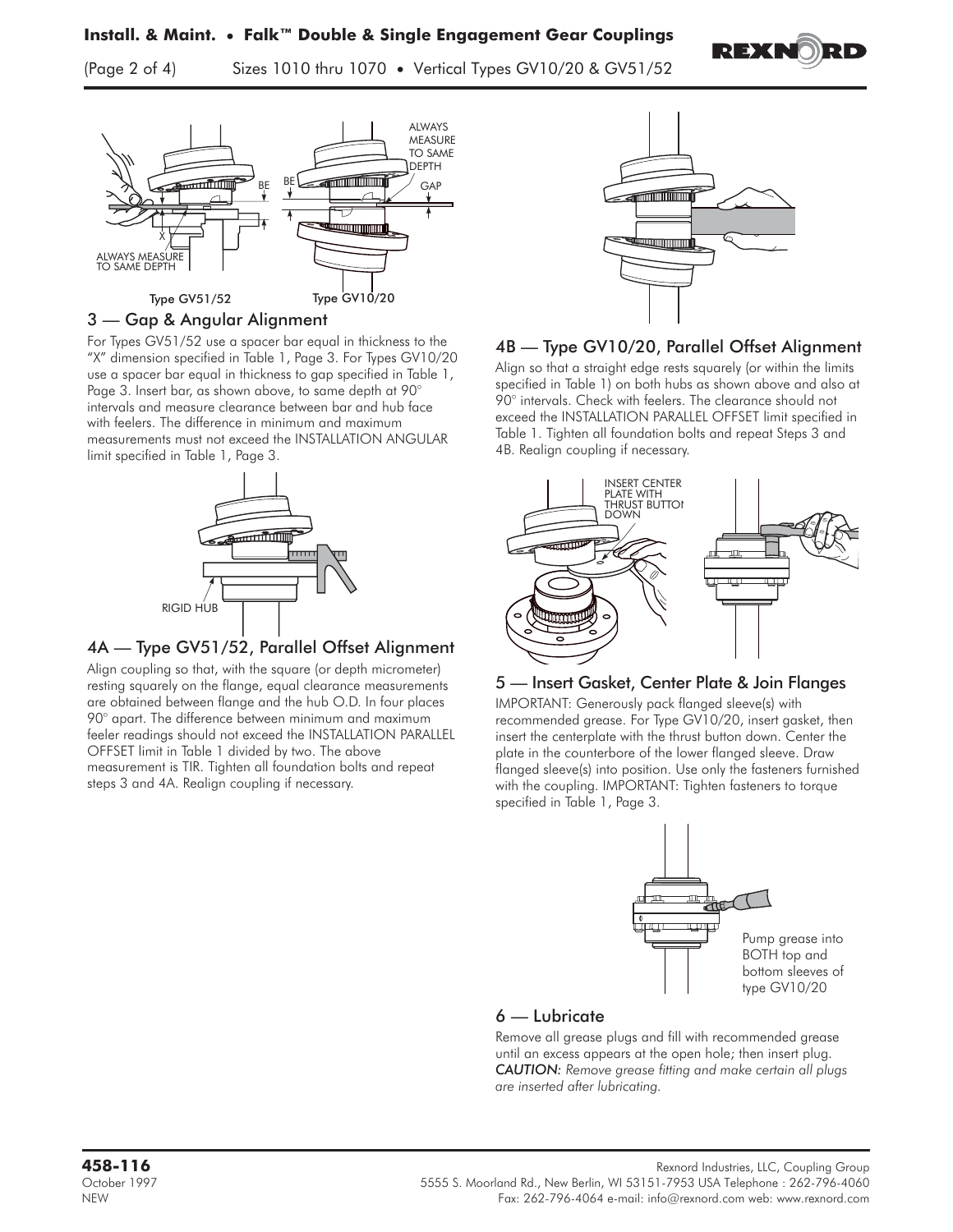## 3 — Gap & Angular Alignment

For Types GV51/52 use a spacer bar equal in thickness to the "X" dimension specified in Table 1, Page 3. For Types GV10/20 use a spacer bar equal in thickness to gap specified in Table 1, Page 3. Insert bar, as shown above, to same depth at 90° intervals and measure clearance between bar and hub face with feelers. The difference in minimum and maximum measurements must not exceed the INSTALLATION ANGULAR limit specified in Table 1, Page 3.

## 4A — Type GV51/52, Parallel Offset Alignment

Align coupling so that, with the square (or depth micrometer) resting squarely on the flange, equal clearance measurements are obtained between flange and the hub O.D. In four places 90° apart. The difference between minimum and maximum feeler readings should not exceed the INSTALLATION PARALLEL OFFSET limit in Table 1 divided by two. The above measurement is TIR. Tighten all foundation bolts and repeat steps 3 and 4A. Realign coupling if necessary.

## 4B — Type GV10/20, Parallel Offset Alignment

Align so that a straight edge rests squarely (or within the limits specified in Table 1) on both hubs as shown above and also at 90° intervals. Check with feelers. The clearance should not exceed the INSTALLATION PARALLEL OFFSET limit specified in Table 1. Tighten all foundation bolts and repeat Steps 3 and 4B. Realign coupling if necessary.

## 5 — Insert Gasket, Center Plate & Join Flanges

IMPORTANT: Generously pack flanged sleeve(s) with recommended grease. For Type GV10/20, insert gasket, then insert the centerplate with the thrust button down. Center the plate in the counterbore of the lower flanged sleeve. Draw flanged sleeve(s) into position. Use only the fasteners furnished with the coupling. IMPORTANT: Tighten fasteners to torque specified in Table 1, Page 3.

Pump grease into BOTH top and bottom sleeves of type GV10/20

## 6 — Lubricate

Remove all grease plugs and fill with recommended grease until an excess appears at the open hole; then insert plug. *CAUTION: Remove grease fitting and make certain all plugs are inserted after lubricating.*

**458-116**
October 1997
NEW

Rexnord Industries, LLC, Coupling Group
5555 S. Moorland Rd., New Berlin, WI 53151-7953 USA Telephone : 262-796-4060
Fax: 262-796-4064 e-mail: info@rexnord.com web: www.rexnord.com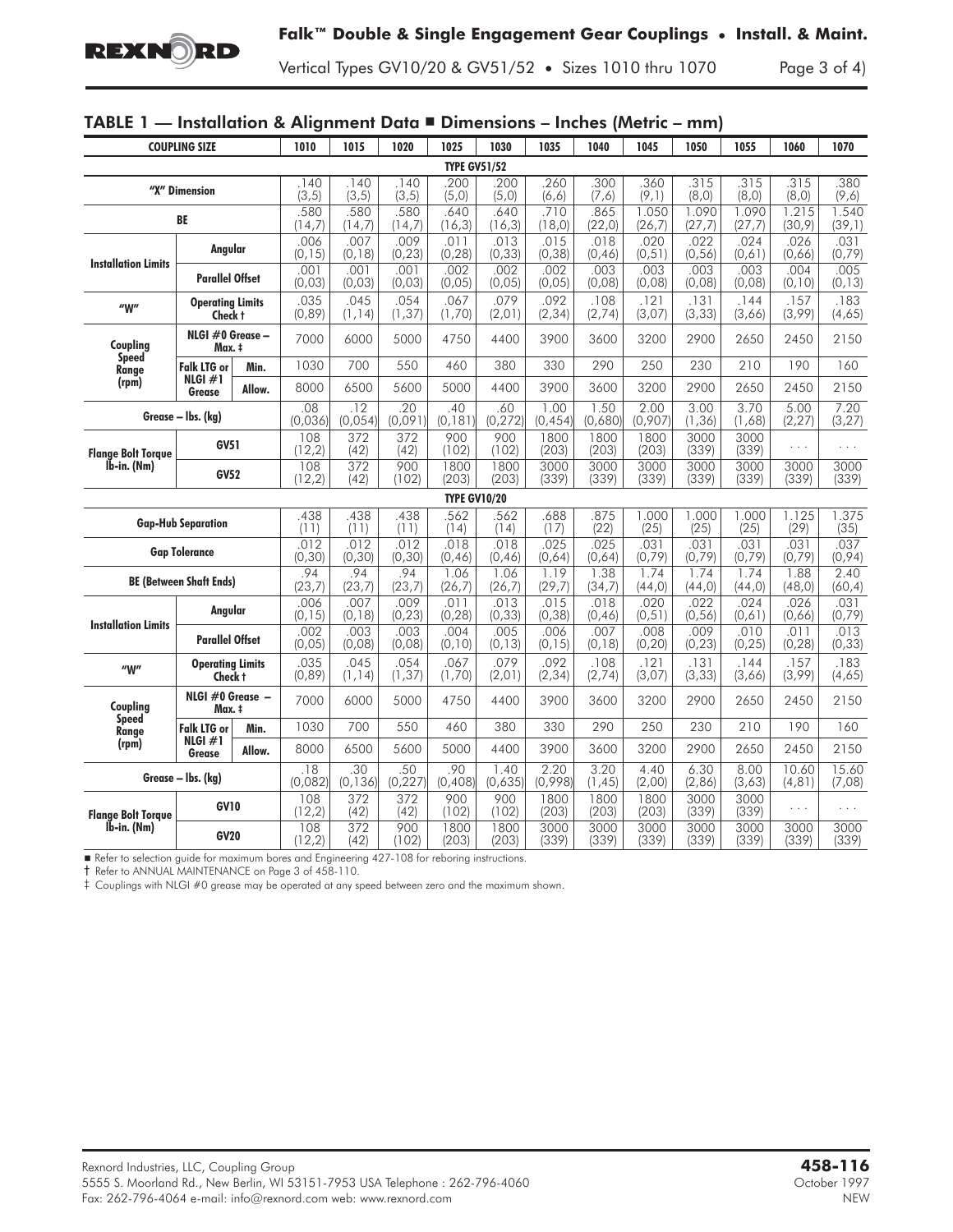## TABLE 1 — Installation & Alignment Data ■ Dimensions – Inches (Metric – mm)

| COUPLING SIZE | | | 1010 | 1015 | 1020 | 1025 | 1030 | 1035 | 1040 | 1045 | 1050 | 1055 | 1060 | 1070 |
|---|---|---|---|---|---|---|---|---|---|---|---|---|---|---|
| **TYPE GV51/52** | | | | | | | | | | | | | | |
| "X" Dimension | | | .140 (3,5) | .140 (3,5) | .140 (3,5) | .200 (5,0) | .200 (5,0) | .260 (6,6) | .300 (7,6) | .360 (9,1) | .315 (8,0) | .315 (8,0) | .315 (8,0) | .380 (9,6) |
| BE | | | .580 (14,7) | .580 (14,7) | .580 (14,7) | .640 (16,3) | .640 (16,3) | .710 (18,0) | .865 (22,0) | 1.050 (26,7) | 1.090 (27,7) | 1.090 (27,7) | 1.215 (30,9) | 1.540 (39,1) |
| Installation Limits | Angular | | .006 (0,15) | .007 (0,18) | .009 (0,23) | .011 (0,28) | .013 (0,33) | .015 (0,38) | .018 (0,46) | .020 (0,51) | .022 (0,56) | .024 (0,61) | .026 (0,66) | .031 (0,79) |
| | Parallel Offset | | .001 (0,03) | .001 (0,03) | .001 (0,03) | .002 (0,05) | .002 (0,05) | .002 (0,05) | .003 (0,08) | .003 (0,08) | .003 (0,08) | .003 (0,08) | .004 (0,10) | .005 (0,13) |
| "W" | Operating Limits Check † | | .035 (0,89) | .045 (1,14) | .054 (1,37) | .067 (1,70) | .079 (2,01) | .092 (2,34) | .108 (2,74) | .121 (3,07) | .131 (3,33) | .144 (3,66) | .157 (3,99) | .183 (4,65) |
| Coupling Speed Range (rpm) | NLGI #0 Grease – Max. ‡ | | 7000 | 6000 | 5000 | 4750 | 4400 | 3900 | 3600 | 3200 | 2900 | 2650 | 2450 | 2150 |
| | Falk LTG or NLGI #1 Grease | Min. | 1030 | 700 | 550 | 460 | 380 | 330 | 290 | 250 | 230 | 210 | 190 | 160 |
| | | Allow. | 8000 | 6500 | 5600 | 5000 | 4400 | 3900 | 3600 | 3200 | 2900 | 2650 | 2450 | 2150 |
| Grease – lbs. (kg) | | | .08 (0,036) | .12 (0,054) | .20 (0,091) | .40 (0,181) | .60 (0,272) | 1.00 (0,454) | 1.50 (0,680) | 2.00 (0,907) | 3.00 (1,36) | 3.70 (1,68) | 5.00 (2,27) | 7.20 (3,27) |
| Flange Bolt Torque lb-in. (Nm) | GV51 | | 108 (12,2) | 372 (42) | 372 (42) | 900 (102) | 900 (102) | 1800 (203) | 1800 (203) | 1800 (203) | 3000 (339) | 3000 (339) | . . . | . . . |
| | GV52 | | 108 (12,2) | 372 (42) | 900 (102) | 1800 (203) | 1800 (203) | 3000 (339) | 3000 (339) | 3000 (339) | 3000 (339) | 3000 (339) | 3000 (339) | 3000 (339) |
| **TYPE GV10/20** | | | | | | | | | | | | | | |
| Gap-Hub Separation | | | .438 (11) | .438 (11) | .438 (11) | .562 (14) | .562 (14) | .688 (17) | .875 (22) | 1.000 (25) | 1.000 (25) | 1.000 (25) | 1.125 (29) | 1.375 (35) |
| Gap Tolerance | | | .012 (0,30) | .012 (0,30) | .012 (0,30) | .018 (0,46) | .018 (0,46) | .025 (0,64) | .025 (0,64) | .031 (0,79) | .031 (0,79) | .031 (0,79) | .031 (0,79) | .037 (0,94) |
| BE (Between Shaft Ends) | | | .94 (23,7) | .94 (23,7) | .94 (23,7) | 1.06 (26,7) | 1.06 (26,7) | 1.19 (29,7) | 1.38 (34,7) | 1.74 (44,0) | 1.74 (44,0) | 1.74 (44,0) | 1.88 (48,0) | 2.40 (60,4) |
| Installation Limits | Angular | | .006 (0,15) | .007 (0,18) | .009 (0,23) | .011 (0,28) | .013 (0,33) | .015 (0,38) | .018 (0,46) | .020 (0,51) | .022 (0,56) | .024 (0,61) | .026 (0,66) | .031 (0,79) |
| | Parallel Offset | | .002 (0,05) | .003 (0,08) | .003 (0,08) | .004 (0,10) | .005 (0,13) | .006 (0,15) | .007 (0,18) | .008 (0,20) | .009 (0,23) | .010 (0,25) | .011 (0,28) | .013 (0,33) |
| "W" | Operating Limits Check † | | .035 (0,89) | .045 (1,14) | .054 (1,37) | .067 (1,70) | .079 (2,01) | .092 (2,34) | .108 (2,74) | .121 (3,07) | .131 (3,33) | .144 (3,66) | .157 (3,99) | .183 (4,65) |
| Coupling Speed Range (rpm) | NLGI #0 Grease – Max. ‡ | | 7000 | 6000 | 5000 | 4750 | 4400 | 3900 | 3600 | 3200 | 2900 | 2650 | 2450 | 2150 |
| | Falk LTG or NLGI #1 Grease | Min. | 1030 | 700 | 550 | 460 | 380 | 330 | 290 | 250 | 230 | 210 | 190 | 160 |
| | | Allow. | 8000 | 6500 | 5600 | 5000 | 4400 | 3900 | 3600 | 3200 | 2900 | 2650 | 2450 | 2150 |
| Grease – lbs. (kg) | | | .18 (0,082) | .30 (0,136) | .50 (0,227) | .90 (0,408) | 1.40 (0,635) | 2.20 (0,998) | 3.20 (1,45) | 4.40 (2,00) | 6.30 (2,86) | 8.00 (3,63) | 10.60 (4,81) | 15.60 (7,08) |
| Flange Bolt Torque lb-in. (Nm) | GV10 | | 108 (12,2) | 372 (42) | 372 (42) | 900 (102) | 900 (102) | 1800 (203) | 1800 (203) | 1800 (203) | 3000 (339) | 3000 (339) | . . . | . . . |
| | GV20 | | 108 (12,2) | 372 (42) | 900 (102) | 1800 (203) | 1800 (203) | 3000 (339) | 3000 (339) | 3000 (339) | 3000 (339) | 3000 (339) | 3000 (339) | 3000 (339) |

■ Refer to selection guide for maximum bores and Engineering 427-108 for reboring instructions.
† Refer to ANNUAL MAINTENANCE on Page 3 of 458-110.
‡ Couplings with NLGI #0 grease may be operated at any speed between zero and the maximum shown.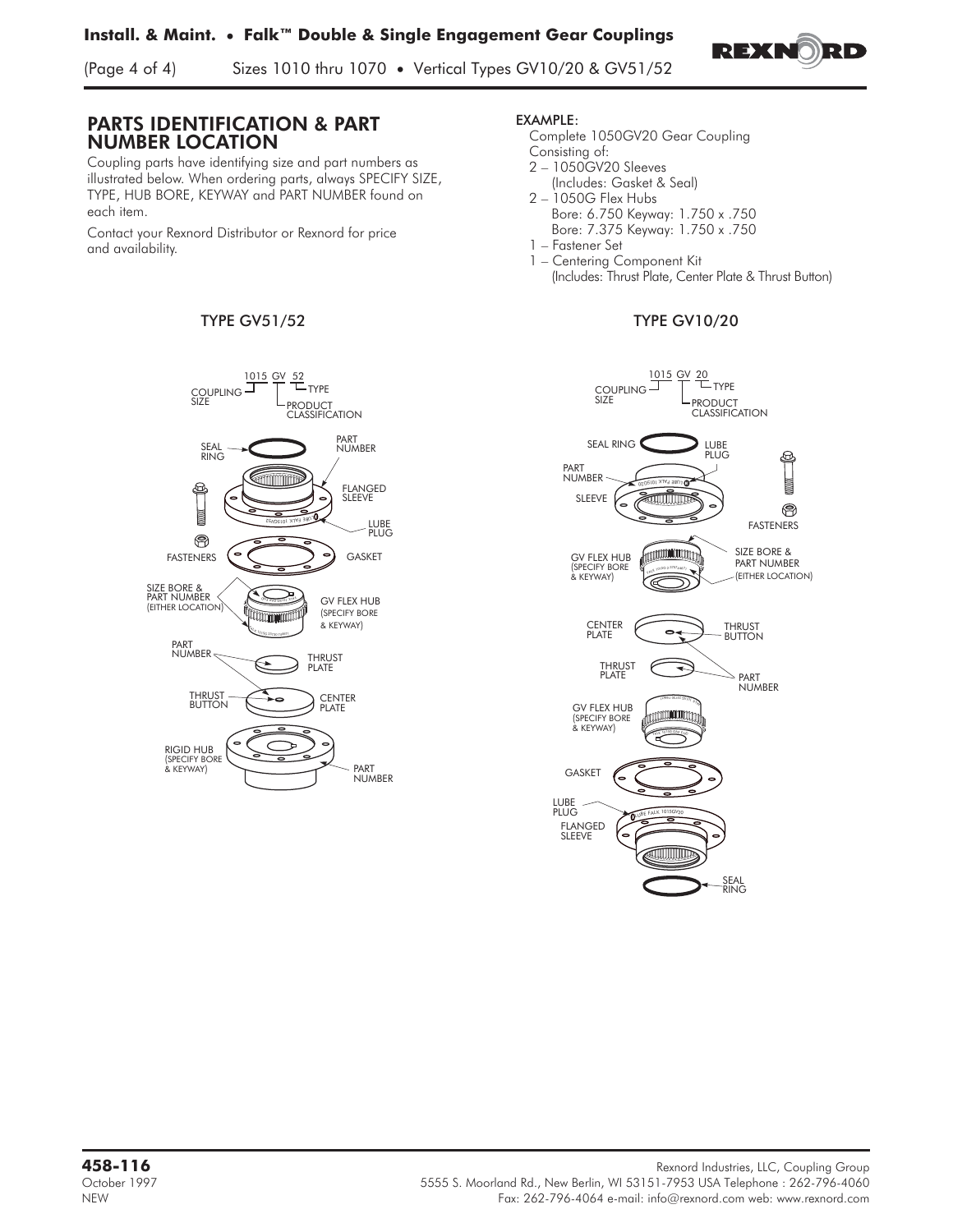## PARTS IDENTIFICATION & PART NUMBER LOCATION

Coupling parts have identifying size and part numbers as illustrated below. When ordering parts, always SPECIFY SIZE, TYPE, HUB BORE, KEYWAY and PART NUMBER found on each item.

Contact your Rexnord Distributor or Rexnord for price and availability.

**EXAMPLE:**

Complete 1050GV20 Gear Coupling
Consisting of:

- 2 – 1050GV20 Sleeves
  (Includes: Gasket & Seal)
- 2 – 1050G Flex Hubs
  Bore: 6.750 Keyway: 1.750 x .750
  Bore: 7.375 Keyway: 1.750 x .750
- 1 – Fastener Set
- 1 – Centering Component Kit
  (Includes: Thrust Plate, Center Plate & Thrust Button)

### TYPE GV51/52

1015 GV 52
COUPLING SIZE
PRODUCT CLASSIFICATION
TYPE
SEAL RING
PART NUMBER
FLANGED SLEEVE
LUBE PLUG
FASTENERS
GASKET
SIZE BORE & PART NUMBER (EITHER LOCATION)
GV FLEX HUB (SPECIFY BORE & KEYWAY)
PART NUMBER
THRUST PLATE
THRUST BUTTON
CENTER PLATE
RIGID HUB (SPECIFY BORE & KEYWAY)
PART NUMBER

### TYPE GV10/20

1015 GV 20
COUPLING SIZE
PRODUCT CLASSIFICATION
TYPE
SEAL RING
LUBE PLUG
PART NUMBER
SLEEVE
FASTENERS
GV FLEX HUB (SPECIFY BORE & KEYWAY)
SIZE BORE & PART NUMBER (EITHER LOCATION)
CENTER PLATE
THRUST BUTTON
THRUST PLATE
PART NUMBER
GV FLEX HUB (SPECIFY BORE & KEYWAY)
GASKET
LUBE PLUG
FLANGED SLEEVE
SEAL RING

**458-116**
October 1997
NEW

Rexnord Industries, LLC, Coupling Group
5555 S. Moorland Rd., New Berlin, WI 53151-7953 USA Telephone : 262-796-4060
Fax: 262-796-4064 e-mail: info@rexnord.com web: www.rexnord.com